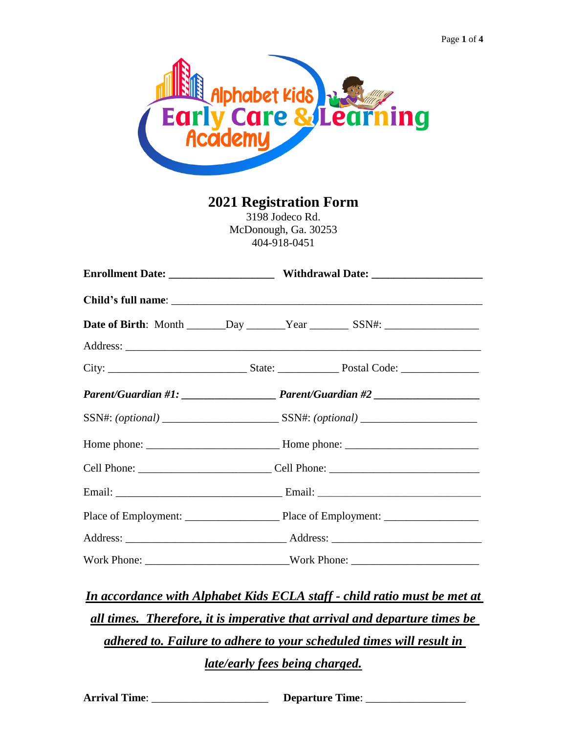Alphabet Kids Early Care & Learning Academy

# 2021 Registration Form

3198 Jodeco Rd.
McDonough, Ga. 30253
404-918-0451

**Enrollment Date:** ___________________ **Withdrawal Date:** ___________________

**Child's full name**: ___________________________________________________________

**Date of Birth**: Month _______Day _______Year _______ SSN#: _________________

Address: _____________________________________________________________

City: _________________________ State: ___________ Postal Code: ______________

***Parent/Guardian #1:*** _________________ ***Parent/Guardian #2*** ___________________

SSN#: *(optional)* _____________________ SSN#: *(optional)* _____________________

Home phone: ________________________ Home phone: ________________________

Cell Phone: ________________________ Cell Phone: __________________________

Email: ______________________________ Email: ______________________________

Place of Employment: _________________ Place of Employment: _________________

Address: _____________________________ Address: ___________________________

Work Phone: _________________________Work Phone: _______________________

***In accordance with Alphabet Kids ECLA staff - child ratio must be met at all times. Therefore, it is imperative that arrival and departure times be adhered to. Failure to adhere to your scheduled times will result in late/early fees being charged.***

**Arrival Time**: _____________________ **Departure Time**: __________________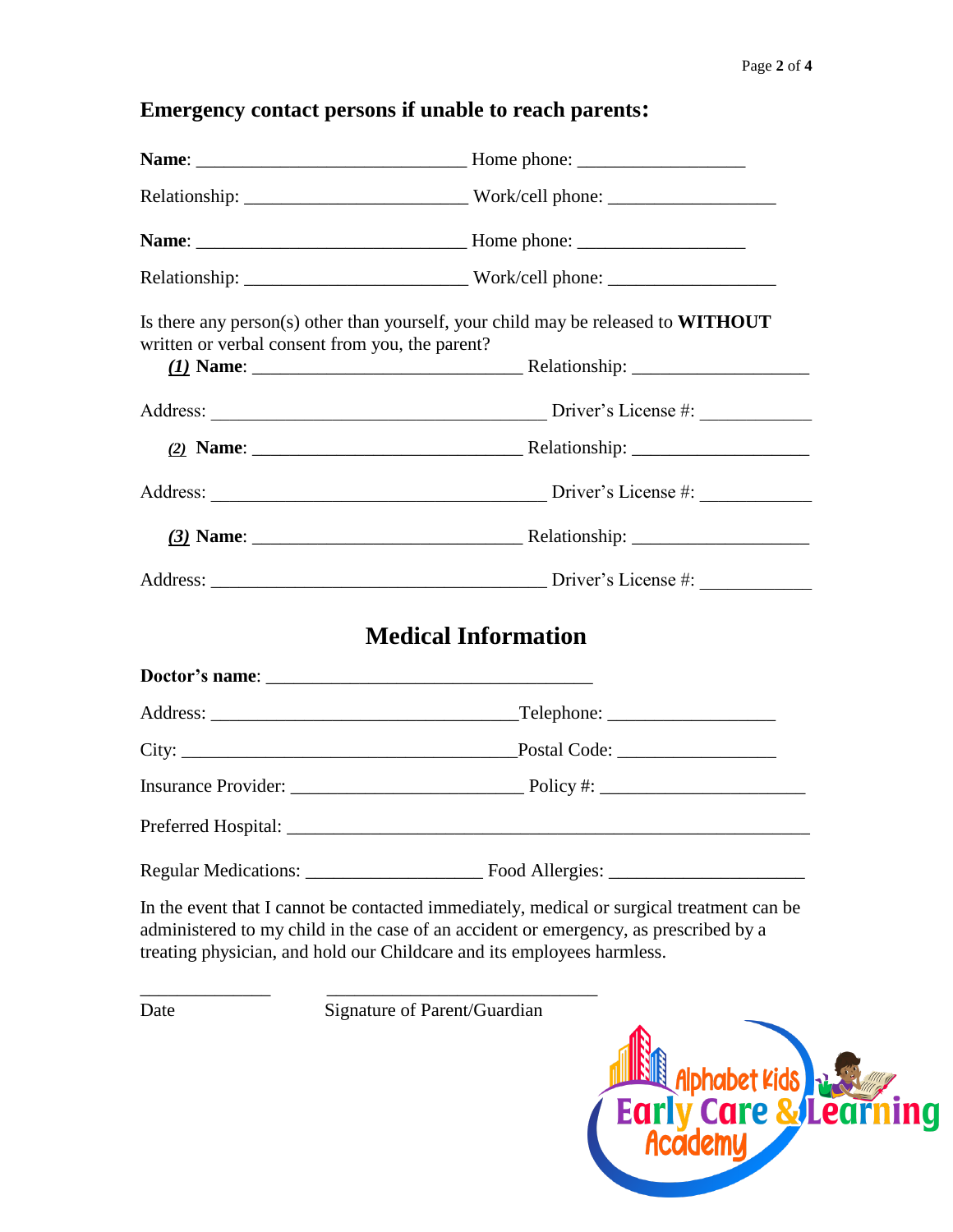## Emergency contact persons if unable to reach parents:

**Name**: ____________________________ Home phone: _________________

Relationship: _______________________ Work/cell phone: _________________

**Name**: ____________________________ Home phone: _________________

Relationship: _______________________ Work/cell phone: _________________

Is there any person(s) other than yourself, your child may be released to **WITHOUT** written or verbal consent from you, the parent?

***(1)*** **Name**: ____________________________ Relationship: __________________

Address: ___________________________________ Driver's License #: ___________

***(2)*** **Name**: ____________________________ Relationship: __________________

Address: ___________________________________ Driver's License #: ___________

***(3)*** **Name**: ____________________________ Relationship: __________________

Address: ___________________________________ Driver's License #: ___________

## Medical Information

**Doctor's name**: __________________________________

Address: ________________________________Telephone: _________________

City: ___________________________________Postal Code: ________________

Insurance Provider: ________________________ Policy #: _____________________

Preferred Hospital: ______________________________________________________

Regular Medications: __________________ Food Allergies: _____________________

In the event that I cannot be contacted immediately, medical or surgical treatment can be administered to my child in the case of an accident or emergency, as prescribed by a treating physician, and hold our Childcare and its employees harmless.

______________ ____________________________

Date Signature of Parent/Guardian

Alphabet Kids Early Care & Learning Academy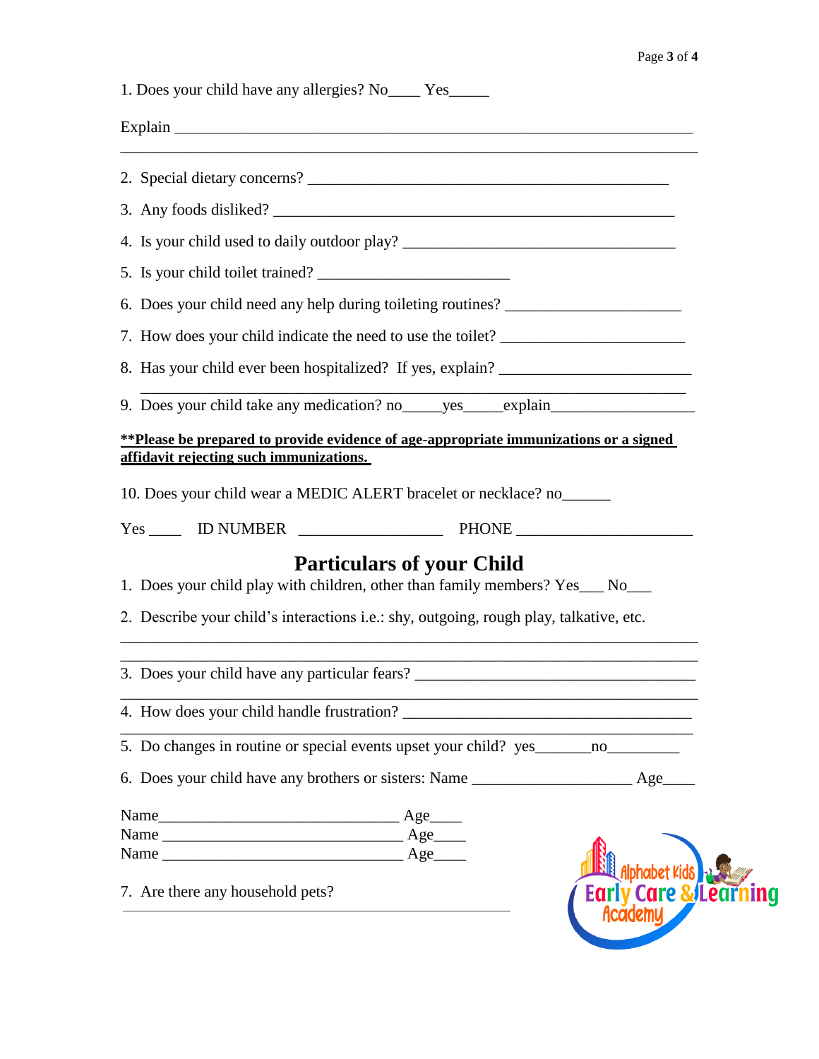1. Does your child have any allergies? No____ Yes_____

Explain ____________________________________________________________________

______________________________________________________________________________

2. Special dietary concerns? _______________________________________________
3. Any foods disliked? ____________________________________________________
4. Is your child used to daily outdoor play? ___________________________________
5. Is your child toilet trained? _________________________
6. Does your child need any help during toileting routines? _____________________
7. How does your child indicate the need to use the toilet? ______________________
8. Has your child ever been hospitalized? If yes, explain? ______________________

   ________________________________________________________________________
9. Does your child take any medication? no_____yes_____explain_________________

**__**Please be prepared to provide evidence of age-appropriate immunizations or a signed affidavit rejecting such immunizations.__**

10. Does your child wear a MEDIC ALERT bracelet or necklace? no______

Yes ____ ID NUMBER __________________ PHONE _____________________

## Particulars of your Child

1. Does your child play with children, other than family members? Yes___ No___
2. Describe your child's interactions i.e.: shy, outgoing, rough play, talkative, etc.

   ______________________________________________________________________________

   ______________________________________________________________________________
3. Does your child have any particular fears? ____________________________________

   ______________________________________________________________________________
4. How does your child handle frustration? ______________________________________

   ______________________________________________________________________________
5. Do changes in routine or special events upset your child? yes_______no_________
6. Does your child have any brothers or sisters: Name ____________________ Age____

Name______________________________ Age____
Name ______________________________ Age____
Name ______________________________ Age____

7. Are there any household pets?

   ______________________________________________

Alphabet Kids Early Care & Learning Academy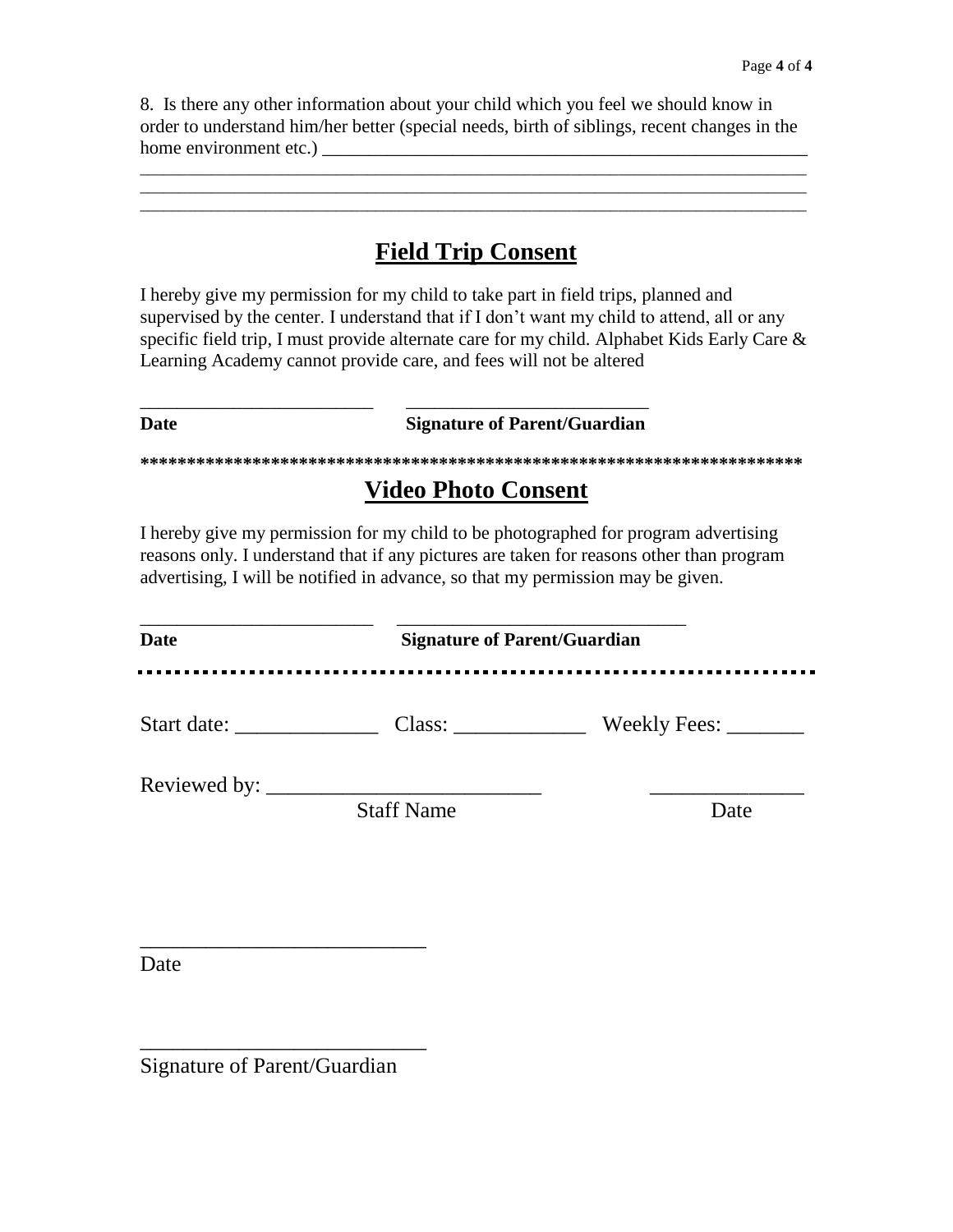8. Is there any other information about your child which you feel we should know in order to understand him/her better (special needs, birth of siblings, recent changes in the home environment etc.) ____________________________________________________
__________________________________________________________________________
__________________________________________________________________________
__________________________________________________________________________

## Field Trip Consent

I hereby give my permission for my child to take part in field trips, planned and supervised by the center. I understand that if I don't want my child to attend, all or any specific field trip, I must provide alternate care for my child. Alphabet Kids Early Care & Learning Academy cannot provide care, and fees will not be altered

________________________ ________________________

**Date** **Signature of Parent/Guardian**

**************************************************************************

## Video Photo Consent

I hereby give my permission for my child to be photographed for program advertising reasons only. I understand that if any pictures are taken for reasons other than program advertising, I will be notified in advance, so that my permission may be given.

________________________ ______________________________

**Date** **Signature of Parent/Guardian**

Start date: _____________ Class: ____________ Weekly Fees: _______

Reviewed by: _________________________ ______________

Staff Name Date

__________________________

Date

__________________________

Signature of Parent/Guardian